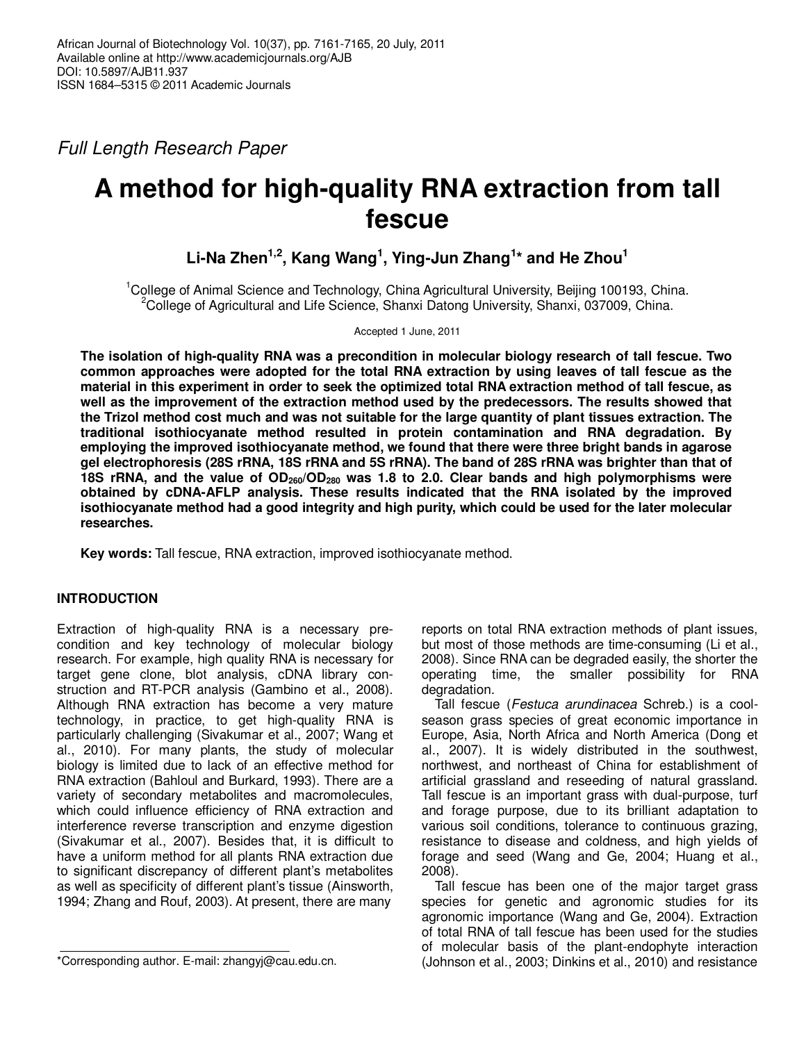*Full Length Research Paper*

# A method for high-quality RNA extraction from tall fescue

**Li-Na Zhen[1,2], Kang Wang[1], Ying-Jun Zhang[1]* and He Zhou[1]**

[1]College of Animal Science and Technology, China Agricultural University, Beijing 100193, China.
[2]College of Agricultural and Life Science, Shanxi Datong University, Shanxi, 037009, China.

Accepted 1 June, 2011

**The isolation of high-quality RNA was a precondition in molecular biology research of tall fescue. Two common approaches were adopted for the total RNA extraction by using leaves of tall fescue as the material in this experiment in order to seek the optimized total RNA extraction method of tall fescue, as well as the improvement of the extraction method used by the predecessors. The results showed that the Trizol method cost much and was not suitable for the large quantity of plant tissues extraction. The traditional isothiocyanate method resulted in protein contamination and RNA degradation. By employing the improved isothiocyanate method, we found that there were three bright bands in agarose gel electrophoresis (28S rRNA, 18S rRNA and 5S rRNA). The band of 28S rRNA was brighter than that of 18S rRNA, and the value of $OD_{260}/OD_{280}$ was 1.8 to 2.0. Clear bands and high polymorphisms were obtained by cDNA-AFLP analysis. These results indicated that the RNA isolated by the improved isothiocyanate method had a good integrity and high purity, which could be used for the later molecular researches.**

**Key words:** Tall fescue, RNA extraction, improved isothiocyanate method.

## INTRODUCTION

Extraction of high-quality RNA is a necessary precondition and key technology of molecular biology research. For example, high quality RNA is necessary for target gene clone, blot analysis, cDNA library construction and RT-PCR analysis (Gambino et al., 2008). Although RNA extraction has become a very mature technology, in practice, to get high-quality RNA is particularly challenging (Sivakumar et al., 2007; Wang et al., 2010). For many plants, the study of molecular biology is limited due to lack of an effective method for RNA extraction (Bahloul and Burkard, 1993). There are a variety of secondary metabolites and macromolecules, which could influence efficiency of RNA extraction and interference reverse transcription and enzyme digestion (Sivakumar et al., 2007). Besides that, it is difficult to have a uniform method for all plants RNA extraction due to significant discrepancy of different plant's metabolites as well as specificity of different plant's tissue (Ainsworth, 1994; Zhang and Rouf, 2003). At present, there are many reports on total RNA extraction methods of plant issues, but most of those methods are time-consuming (Li et al., 2008). Since RNA can be degraded easily, the shorter the operating time, the smaller possibility for RNA degradation.

Tall fescue (*Festuca arundinacea* Schreb.) is a cool-season grass species of great economic importance in Europe, Asia, North Africa and North America (Dong et al., 2007). It is widely distributed in the southwest, northwest, and northeast of China for establishment of artificial grassland and reseeding of natural grassland. Tall fescue is an important grass with dual-purpose, turf and forage purpose, due to its brilliant adaptation to various soil conditions, tolerance to continuous grazing, resistance to disease and coldness, and high yields of forage and seed (Wang and Ge, 2004; Huang et al., 2008).

Tall fescue has been one of the major target grass species for genetic and agronomic studies for its agronomic importance (Wang and Ge, 2004). Extraction of total RNA of tall fescue has been used for the studies of molecular basis of the plant-endophyte interaction (Johnson et al., 2003; Dinkins et al., 2010) and resistance

*Corresponding author. E-mail: zhangyj@cau.edu.cn.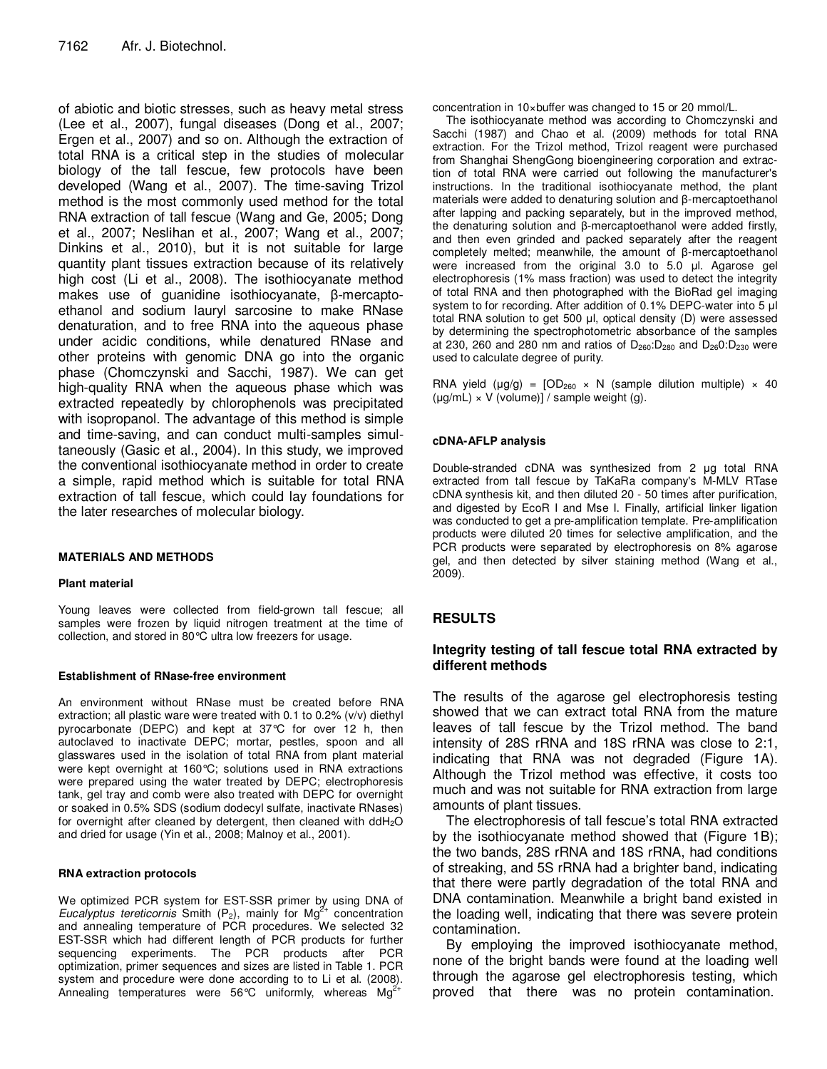of abiotic and biotic stresses, such as heavy metal stress (Lee et al., 2007), fungal diseases (Dong et al., 2007; Ergen et al., 2007) and so on. Although the extraction of total RNA is a critical step in the studies of molecular biology of the tall fescue, few protocols have been developed (Wang et al., 2007). The time-saving Trizol method is the most commonly used method for the total RNA extraction of tall fescue (Wang and Ge, 2005; Dong et al., 2007; Neslihan et al., 2007; Wang et al., 2007; Dinkins et al., 2010), but it is not suitable for large quantity plant tissues extraction because of its relatively high cost (Li et al., 2008). The isothiocyanate method makes use of guanidine isothiocyanate, β-mercapto-ethanol and sodium lauryl sarcosine to make RNase denaturation, and to free RNA into the aqueous phase under acidic conditions, while denatured RNase and other proteins with genomic DNA go into the organic phase (Chomczynski and Sacchi, 1987). We can get high-quality RNA when the aqueous phase which was extracted repeatedly by chlorophenols was precipitated with isopropanol. The advantage of this method is simple and time-saving, and can conduct multi-samples simultaneously (Gasic et al., 2004). In this study, we improved the conventional isothiocyanate method in order to create a simple, rapid method which is suitable for total RNA extraction of tall fescue, which could lay foundations for the later researches of molecular biology.

## MATERIALS AND METHODS

### Plant material

Young leaves were collected from field-grown tall fescue; all samples were frozen by liquid nitrogen treatment at the time of collection, and stored in 80°C ultra low freezers for usage.

### Establishment of RNase-free environment

An environment without RNase must be created before RNA extraction; all plastic ware were treated with 0.1 to 0.2% (v/v) diethyl pyrocarbonate (DEPC) and kept at 37°C for over 12 h, then autoclaved to inactivate DEPC; mortar, pestles, spoon and all glasswares used in the isolation of total RNA from plant material were kept overnight at 160°C; solutions used in RNA extractions were prepared using the water treated by DEPC; electrophoresis tank, gel tray and comb were also treated with DEPC for overnight or soaked in 0.5% SDS (sodium dodecyl sulfate, inactivate RNases) for overnight after cleaned by detergent, then cleaned with $ddH_2O$ and dried for usage (Yin et al., 2008; Malnoy et al., 2001).

### RNA extraction protocols

We optimized PCR system for EST-SSR primer by using DNA of *Eucalyptus tereticornis* Smith ($P_2$), mainly for $Mg^{2+}$ concentration and annealing temperature of PCR procedures. We selected 32 EST-SSR which had different length of PCR products for further sequencing experiments. The PCR products after PCR optimization, primer sequences and sizes are listed in Table 1. PCR system and procedure were done according to to Li et al. (2008). Annealing temperatures were 56°C uniformly, whereas $Mg^{2+}$ concentration in 10×buffer was changed to 15 or 20 mmol/L.

The isothiocyanate method was according to Chomczynski and Sacchi (1987) and Chao et al. (2009) methods for total RNA extraction. For the Trizol method, Trizol reagent were purchased from Shanghai ShengGong bioengineering corporation and extraction of total RNA were carried out following the manufacturer's instructions. In the traditional isothiocyanate method, the plant materials were added to denaturing solution and β-mercaptoethanol after lapping and packing separately, but in the improved method, the denaturing solution and β-mercaptoethanol were added firstly, and then even grinded and packed separately after the reagent completely melted; meanwhile, the amount of β-mercaptoethanol were increased from the original 3.0 to 5.0 µl. Agarose gel electrophoresis (1% mass fraction) was used to detect the integrity of total RNA and then photographed with the BioRad gel imaging system to for recording. After addition of 0.1% DEPC-water into 5 µl total RNA solution to get 500 µl, optical density (D) were assessed by determining the spectrophotometric absorbance of the samples at 230, 260 and 280 nm and ratios of $D_{260}$:$D_{280}$ and $D_{260}$:$D_{230}$ were used to calculate degree of purity.

RNA yield (µg/g) = [$OD_{260}$ × N (sample dilution multiple) × 40 (µg/mL) × V (volume)] / sample weight (g).

### cDNA-AFLP analysis

Double-stranded cDNA was synthesized from 2 µg total RNA extracted from tall fescue by TaKaRa company's M-MLV RTase cDNA synthesis kit, and then diluted 20 - 50 times after purification, and digested by EcoR I and Mse I. Finally, artificial linker ligation was conducted to get a pre-amplification template. Pre-amplification products were diluted 20 times for selective amplification, and the PCR products were separated by electrophoresis on 8% agarose gel, and then detected by silver staining method (Wang et al., 2009).

## RESULTS

### Integrity testing of tall fescue total RNA extracted by different methods

The results of the agarose gel electrophoresis testing showed that we can extract total RNA from the mature leaves of tall fescue by the Trizol method. The band intensity of 28S rRNA and 18S rRNA was close to 2:1, indicating that RNA was not degraded (Figure 1A). Although the Trizol method was effective, it costs too much and was not suitable for RNA extraction from large amounts of plant tissues.

The electrophoresis of tall fescue's total RNA extracted by the isothiocyanate method showed that (Figure 1B); the two bands, 28S rRNA and 18S rRNA, had conditions of streaking, and 5S rRNA had a brighter band, indicating that there were partly degradation of the total RNA and DNA contamination. Meanwhile a bright band existed in the loading well, indicating that there was severe protein contamination.

By employing the improved isothiocyanate method, none of the bright bands were found at the loading well through the agarose gel electrophoresis testing, which proved that there was no protein contamination.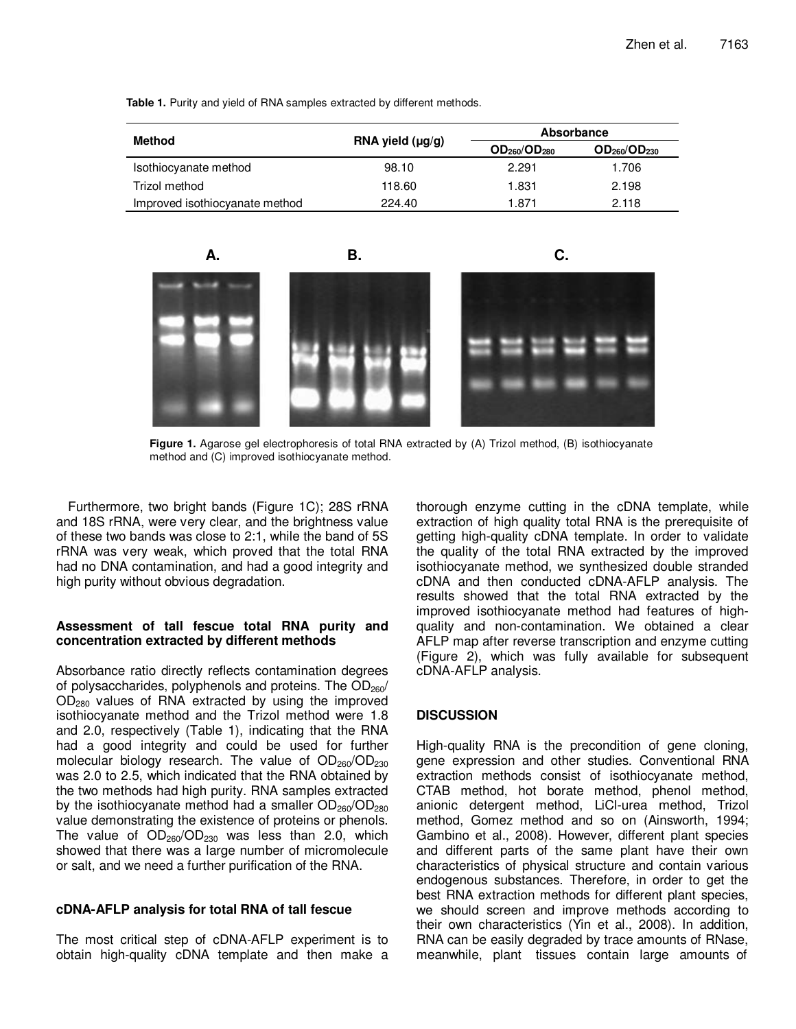**Table 1.** Purity and yield of RNA samples extracted by different methods.

| Method | RNA yield (μg/g) | Absorbance | |
|---|---|---|---|
| | | $OD_{260}/OD_{280}$ | $OD_{260}/OD_{230}$ |
| Isothiocyanate method | 98.10 | 2.291 | 1.706 |
| Trizol method | 118.60 | 1.831 | 2.198 |
| Improved isothiocyanate method | 224.40 | 1.871 | 2.118 |

**Figure 1.** Agarose gel electrophoresis of total RNA extracted by (A) Trizol method, (B) isothiocyanate method and (C) improved isothiocyanate method.

Furthermore, two bright bands (Figure 1C); 28S rRNA and 18S rRNA, were very clear, and the brightness value of these two bands was close to 2:1, while the band of 5S rRNA was very weak, which proved that the total RNA had no DNA contamination, and had a good integrity and high purity without obvious degradation.

### Assessment of tall fescue total RNA purity and concentration extracted by different methods

Absorbance ratio directly reflects contamination degrees of polysaccharides, polyphenols and proteins. The $OD_{260}/OD_{280}$ values of RNA extracted by using the improved isothiocyanate method and the Trizol method were 1.8 and 2.0, respectively (Table 1), indicating that the RNA had a good integrity and could be used for further molecular biology research. The value of $OD_{260}/OD_{230}$ was 2.0 to 2.5, which indicated that the RNA obtained by the two methods had high purity. RNA samples extracted by the isothiocyanate method had a smaller $OD_{260}/OD_{280}$ value demonstrating the existence of proteins or phenols. The value of $OD_{260}/OD_{230}$ was less than 2.0, which showed that there was a large number of micromolecule or salt, and we need a further purification of the RNA.

### cDNA-AFLP analysis for total RNA of tall fescue

The most critical step of cDNA-AFLP experiment is to obtain high-quality cDNA template and then make a thorough enzyme cutting in the cDNA template, while extraction of high quality total RNA is the prerequisite of getting high-quality cDNA template. In order to validate the quality of the total RNA extracted by the improved isothiocyanate method, we synthesized double stranded cDNA and then conducted cDNA-AFLP analysis. The results showed that the total RNA extracted by the improved isothiocyanate method had features of high-quality and non-contamination. We obtained a clear AFLP map after reverse transcription and enzyme cutting (Figure 2), which was fully available for subsequent cDNA-AFLP analysis.

## DISCUSSION

High-quality RNA is the precondition of gene cloning, gene expression and other studies. Conventional RNA extraction methods consist of isothiocyanate method, CTAB method, hot borate method, phenol method, anionic detergent method, LiCl-urea method, Trizol method, Gomez method and so on (Ainsworth, 1994; Gambino et al., 2008). However, different plant species and different parts of the same plant have their own characteristics of physical structure and contain various endogenous substances. Therefore, in order to get the best RNA extraction methods for different plant species, we should screen and improve methods according to their own characteristics (Yin et al., 2008). In addition, RNA can be easily degraded by trace amounts of RNase, meanwhile, plant tissues contain large amounts of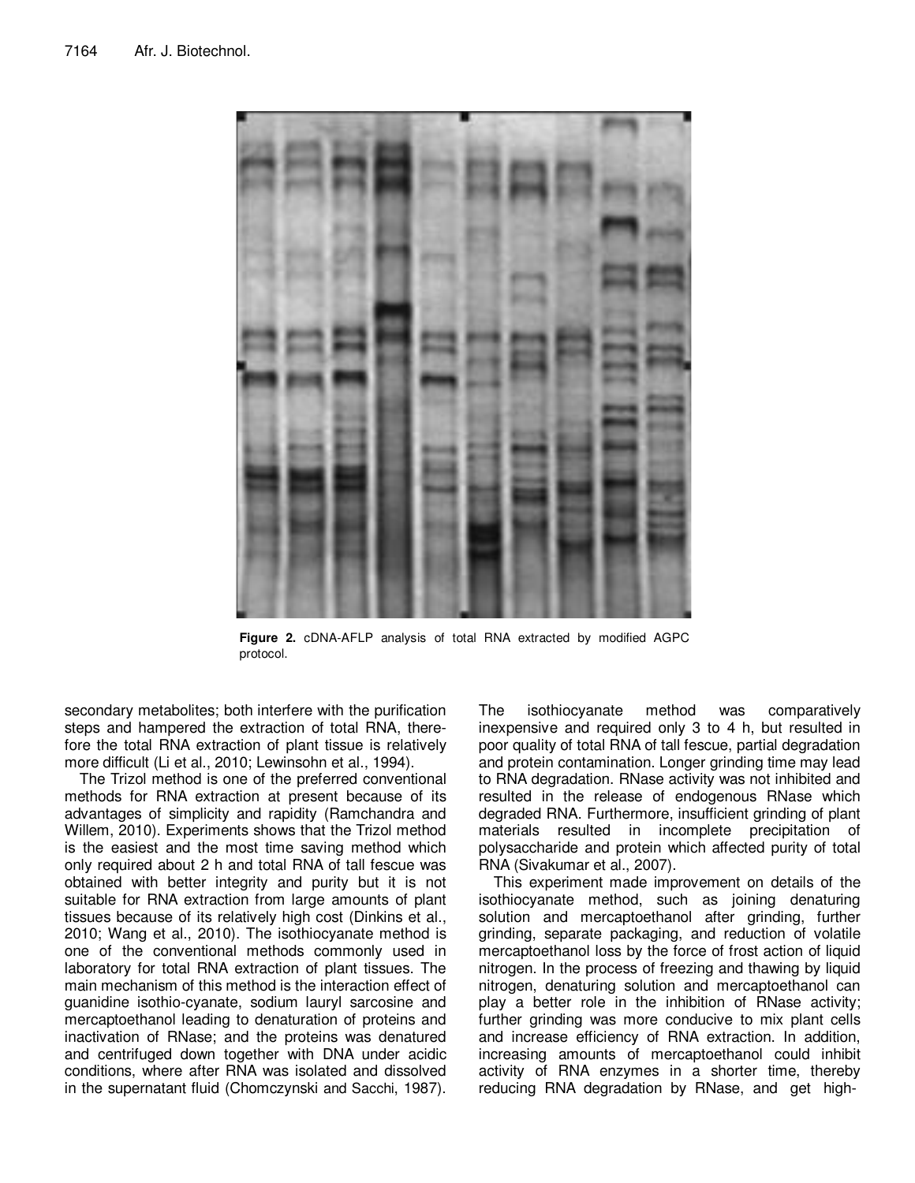**Figure 2.** cDNA-AFLP analysis of total RNA extracted by modified AGPC protocol.

secondary metabolites; both interfere with the purification steps and hampered the extraction of total RNA, therefore the total RNA extraction of plant tissue is relatively more difficult (Li et al., 2010; Lewinsohn et al., 1994).

The Trizol method is one of the preferred conventional methods for RNA extraction at present because of its advantages of simplicity and rapidity (Ramchandra and Willem, 2010). Experiments shows that the Trizol method is the easiest and the most time saving method which only required about 2 h and total RNA of tall fescue was obtained with better integrity and purity but it is not suitable for RNA extraction from large amounts of plant tissues because of its relatively high cost (Dinkins et al., 2010; Wang et al., 2010). The isothiocyanate method is one of the conventional methods commonly used in laboratory for total RNA extraction of plant tissues. The main mechanism of this method is the interaction effect of guanidine isothio-cyanate, sodium lauryl sarcosine and mercaptoethanol leading to denaturation of proteins and inactivation of RNase; and the proteins was denatured and centrifuged down together with DNA under acidic conditions, where after RNA was isolated and dissolved in the supernatant fluid (Chomczynski and Sacchi, 1987). The isothiocyanate method was comparatively inexpensive and required only 3 to 4 h, but resulted in poor quality of total RNA of tall fescue, partial degradation and protein contamination. Longer grinding time may lead to RNA degradation. RNase activity was not inhibited and resulted in the release of endogenous RNase which degraded RNA. Furthermore, insufficient grinding of plant materials resulted in incomplete precipitation of polysaccharide and protein which affected purity of total RNA (Sivakumar et al., 2007).

This experiment made improvement on details of the isothiocyanate method, such as joining denaturing solution and mercaptoethanol after grinding, further grinding, separate packaging, and reduction of volatile mercaptoethanol loss by the force of frost action of liquid nitrogen. In the process of freezing and thawing by liquid nitrogen, denaturing solution and mercaptoethanol can play a better role in the inhibition of RNase activity; further grinding was more conducive to mix plant cells and increase efficiency of RNA extraction. In addition, increasing amounts of mercaptoethanol could inhibit activity of RNA enzymes in a shorter time, thereby reducing RNA degradation by RNase, and get high-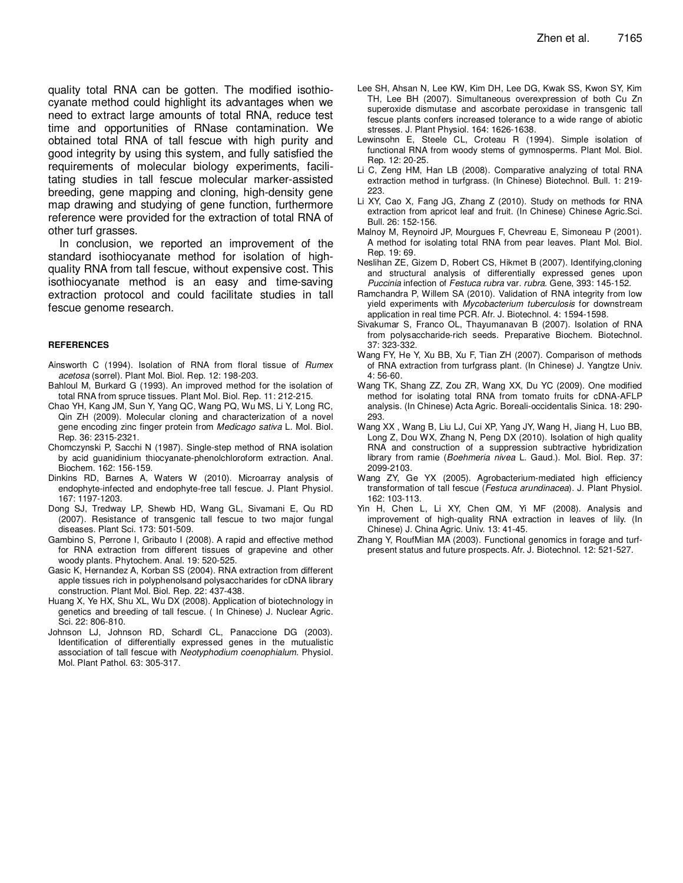quality total RNA can be gotten. The modified isothiocyanate method could highlight its advantages when we need to extract large amounts of total RNA, reduce test time and opportunities of RNase contamination. We obtained total RNA of tall fescue with high purity and good integrity by using this system, and fully satisfied the requirements of molecular biology experiments, facilitating studies in tall fescue molecular marker-assisted breeding, gene mapping and cloning, high-density gene map drawing and studying of gene function, furthermore reference were provided for the extraction of total RNA of other turf grasses.

In conclusion, we reported an improvement of the standard isothiocyanate method for isolation of high-quality RNA from tall fescue, without expensive cost. This isothiocyanate method is an easy and time-saving extraction protocol and could facilitate studies in tall fescue genome research.

## REFERENCES

Ainsworth C (1994). Isolation of RNA from floral tissue of *Rumex acetosa* (sorrel). Plant Mol. Biol. Rep. 12: 198-203.

Bahloul M, Burkard G (1993). An improved method for the isolation of total RNA from spruce tissues. Plant Mol. Biol. Rep. 11: 212-215.

Chao YH, Kang JM, Sun Y, Yang QC, Wang PQ, Wu MS, Li Y, Long RC, Qin ZH (2009). Molecular cloning and characterization of a novel gene encoding zinc finger protein from *Medicago sativa* L. Mol. Biol. Rep. 36: 2315-2321.

Chomczynski P, Sacchi N (1987). Single-step method of RNA isolation by acid guanidinium thiocyanate-phenolchloroform extraction. Anal. Biochem. 162: 156-159.

Dinkins RD, Barnes A, Waters W (2010). Microarray analysis of endophyte-infected and endophyte-free tall fescue. J. Plant Physiol. 167: 1197-1203.

Dong SJ, Tredway LP, Shewb HD, Wang GL, Sivamani E, Qu RD (2007). Resistance of transgenic tall fescue to two major fungal diseases. Plant Sci. 173: 501-509.

Gambino S, Perrone I, Gribauto I (2008). A rapid and effective method for RNA extraction from different tissues of grapevine and other woody plants. Phytochem. Anal. 19: 520-525.

Gasic K, Hernandez A, Korban SS (2004). RNA extraction from different apple tissues rich in polyphenolsand polysaccharides for cDNA library construction. Plant Mol. Biol. Rep. 22: 437-438.

Huang X, Ye HX, Shu XL, Wu DX (2008). Application of biotechnology in genetics and breeding of tall fescue. ( In Chinese) J. Nuclear Agric. Sci. 22: 806-810.

Johnson LJ, Johnson RD, Schardl CL, Panaccione DG (2003). Identification of differentially expressed genes in the mutualistic association of tall fescue with *Neotyphodium coenophialum*. Physiol. Mol. Plant Pathol. 63: 305-317.

Lee SH, Ahsan N, Lee KW, Kim DH, Lee DG, Kwak SS, Kwon SY, Kim TH, Lee BH (2007). Simultaneous overexpression of both Cu Zn superoxide dismutase and ascorbate peroxidase in transgenic tall fescue plants confers increased tolerance to a wide range of abiotic stresses. J. Plant Physiol. 164: 1626-1638.

Lewinsohn E, Steele CL, Croteau R (1994). Simple isolation of functional RNA from woody stems of gymnosperms. Plant Mol. Biol. Rep. 12: 20-25.

Li C, Zeng HM, Han LB (2008). Comparative analyzing of total RNA extraction method in turfgrass. (In Chinese) Biotechnol. Bull. 1: 219-223.

Li XY, Cao X, Fang JG, Zhang Z (2010). Study on methods for RNA extraction from apricot leaf and fruit. (In Chinese) Chinese Agric.Sci. Bull. 26: 152-156.

Malnoy M, Reynoird JP, Mourgues F, Chevreau E, Simoneau P (2001). A method for isolating total RNA from pear leaves. Plant Mol. Biol. Rep. 19: 69.

Neslihan ZE, Gizem D, Robert CS, Hikmet B (2007). Identifying,cloning and structural analysis of differentially expressed genes upon *Puccinia* infection of *Festuca rubra* var. *rubra*. Gene, 393: 145-152.

Ramchandra P, Willem SA (2010). Validation of RNA integrity from low yield experiments with *Mycobacterium tuberculosis* for downstream application in real time PCR. Afr. J. Biotechnol. 4: 1594-1598.

Sivakumar S, Franco OL, Thayumanavan B (2007). Isolation of RNA from polysaccharide-rich seeds. Preparative Biochem. Biotechnol. 37: 323-332.

Wang FY, He Y, Xu BB, Xu F, Tian ZH (2007). Comparison of methods of RNA extraction from turfgrass plant. (In Chinese) J. Yangtze Univ. 4: 56-60.

Wang TK, Shang ZZ, Zou ZR, Wang XX, Du YC (2009). One modified method for isolating total RNA from tomato fruits for cDNA-AFLP analysis. (In Chinese) Acta Agric. Boreali-occidentalis Sinica. 18: 290-293.

Wang XX , Wang B, Liu LJ, Cui XP, Yang JY, Wang H, Jiang H, Luo BB, Long Z, Dou WX, Zhang N, Peng DX (2010). Isolation of high quality RNA and construction of a suppression subtractive hybridization library from ramie (*Boehmeria nivea* L. Gaud.). Mol. Biol. Rep. 37: 2099-2103.

Wang ZY, Ge YX (2005). Agrobacterium-mediated high efficiency transformation of tall fescue (*Festuca arundinacea*). J. Plant Physiol. 162: 103-113.

Yin H, Chen L, Li XY, Chen QM, Yi MF (2008). Analysis and improvement of high-quality RNA extraction in leaves of lily. (In Chinese) J. China Agric. Univ. 13: 41-45.

Zhang Y, RoufMian MA (2003). Functional genomics in forage and turf-present status and future prospects. Afr. J. Biotechnol. 12: 521-527.